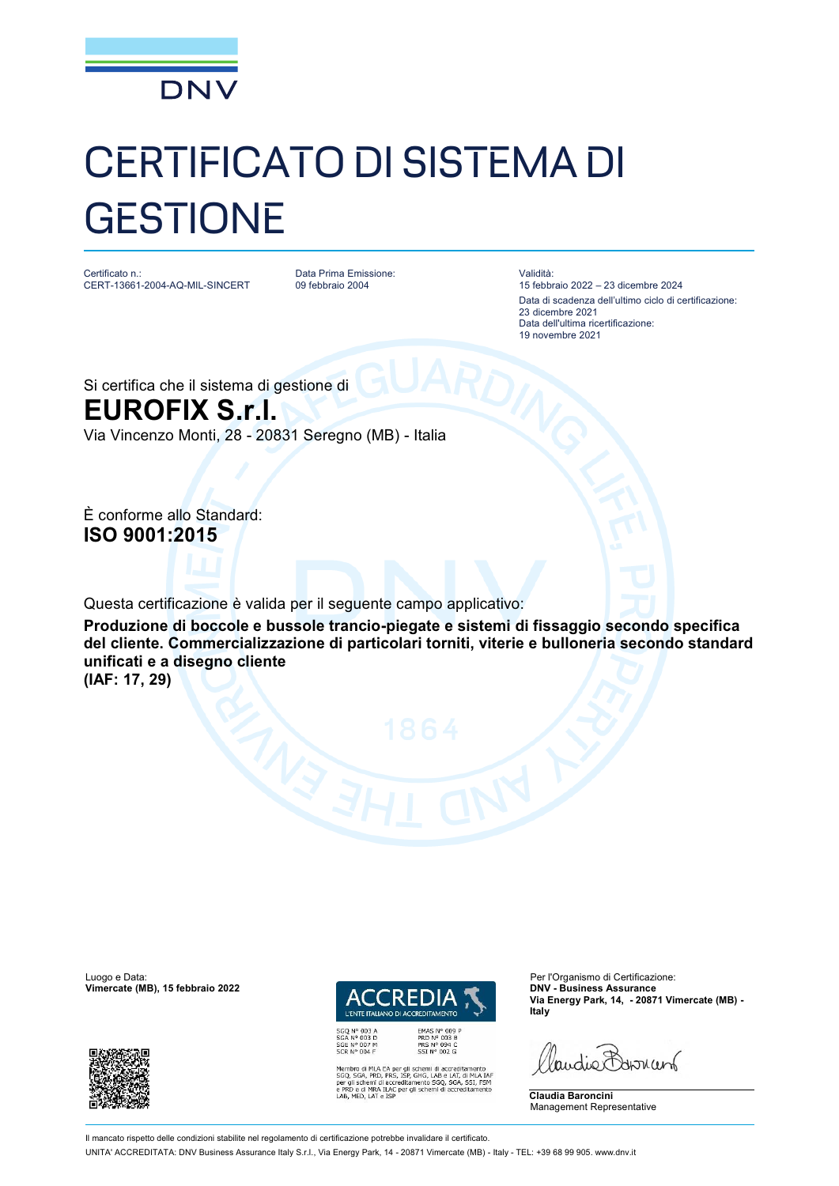DNV

# CERTIFICATO DI SISTEMA DI GESTIONE

Certificato n.:
CERT-13661-2004-AQ-MIL-SINCERT

Data Prima Emissione:
09 febbraio 2004

Validità:
15 febbraio 2022 – 23 dicembre 2024
Data di scadenza dell'ultimo ciclo di certificazione:
23 dicembre 2021
Data dell'ultima ricertificazione:
19 novembre 2021

Si certifica che il sistema di gestione di

## EUROFIX S.r.l.

Via Vincenzo Monti, 28 - 20831 Seregno (MB) - Italia

È conforme allo Standard:

**ISO 9001:2015**

Questa certificazione è valida per il seguente campo applicativo:

**Produzione di boccole e bussole trancio-piegate e sistemi di fissaggio secondo specifica del cliente. Commercializzazione di particolari torniti, viterie e bulloneria secondo standard unificati e a disegno cliente**
**(IAF: 17, 29)**

Luogo e Data:
**Vimercate (MB), 15 febbraio 2022**

ACCREDIA
L'ENTE ITALIANO DI ACCREDITAMENTO

SGQ N° 003 A
SGA N° 003 D
SGE N° 007 M
SCR N° 004 F

EMAS N° 009 P
PRD N° 003 B
PRS N° 094 C
SSI N° 002 G

Membro di MLA EA per gli schemi di accreditamento SGQ, SGA, PRD, PRS, ISP, GHG, LAB e LAT, di MLA IAF per gli schemi di accreditamento SGQ, SGA, SSI, FSM e PRD e di MRA ILAC per gli schemi di accreditamento LAB, MED, LAT e ISP

Per l'Organismo di Certificazione:
**DNV - Business Assurance**
**Via Energy Park, 14, - 20871 Vimercate (MB) - Italy**

**Claudia Baroncini**
Management Representative

Il mancato rispetto delle condizioni stabilite nel regolamento di certificazione potrebbe invalidare il certificato.

UNITA' ACCREDITATA: DNV Business Assurance Italy S.r.l., Via Energy Park, 14 - 20871 Vimercate (MB) - Italy - TEL: +39 68 99 905. www.dnv.it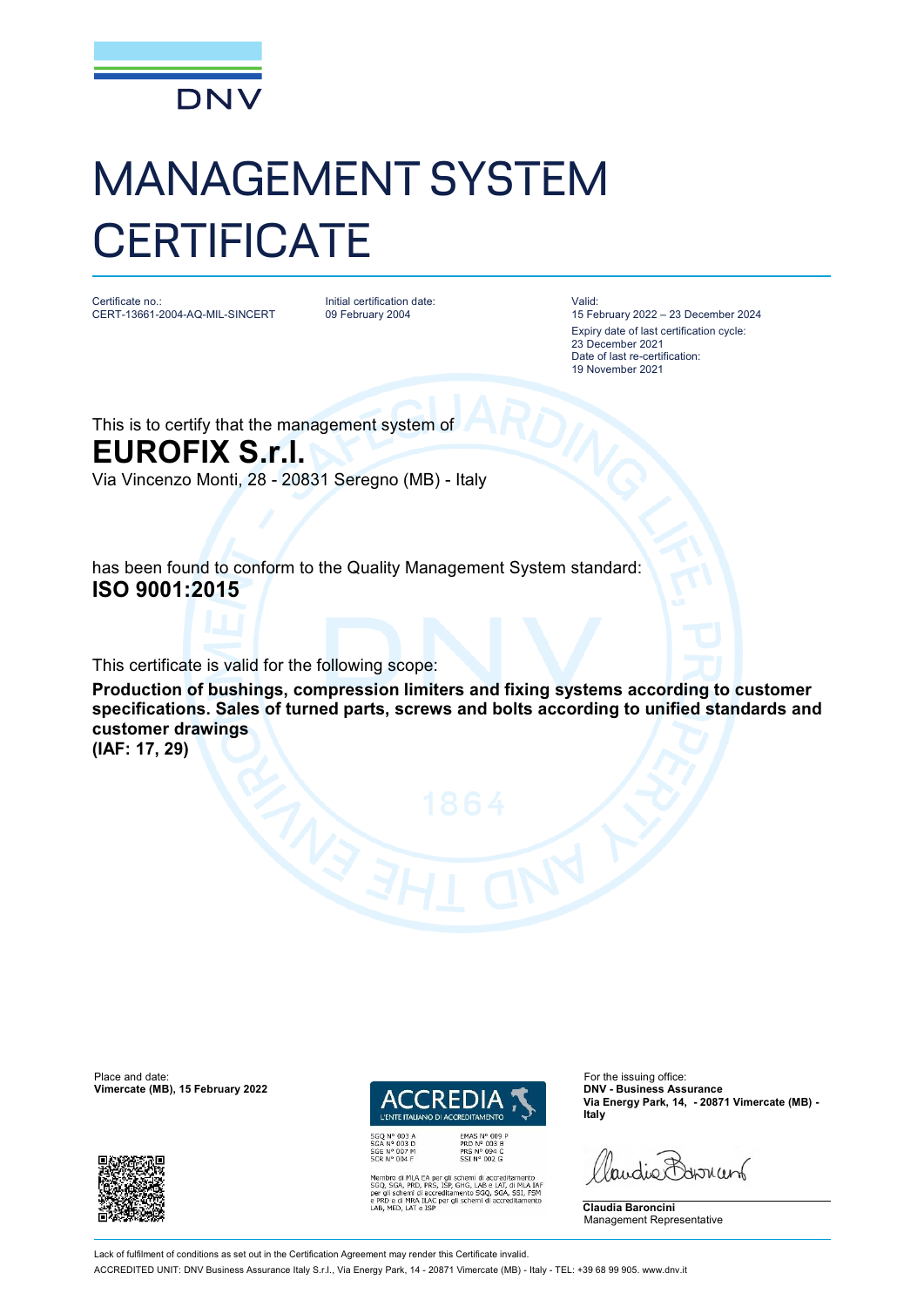DNV

# MANAGEMENT SYSTEM CERTIFICATE

Certificate no.:
CERT-13661-2004-AQ-MIL-SINCERT

Initial certification date:
09 February 2004

Valid:
15 February 2022 – 23 December 2024
Expiry date of last certification cycle:
23 December 2021
Date of last re-certification:
19 November 2021

This is to certify that the management system of

## EUROFIX S.r.l.

Via Vincenzo Monti, 28 - 20831 Seregno (MB) - Italy

has been found to conform to the Quality Management System standard:

**ISO 9001:2015**

This certificate is valid for the following scope:

**Production of bushings, compression limiters and fixing systems according to customer specifications. Sales of turned parts, screws and bolts according to unified standards and customer drawings**
**(IAF: 17, 29)**

Place and date:
**Vimercate (MB), 15 February 2022**

ACCREDIA
L'ENTE ITALIANO DI ACCREDITAMENTO

SGQ N° 003 A
SGA N° 003 D
SGE N° 007 M
SCR N° 004 F

EMAS N° 009 P
PRD N° 003 B
PRS N° 094 C
SSI N° 002 G

Membro di MLA EA per gli schemi di accreditamento SGQ, SGA, PRD, PRS, ISP, GHG, LAB e LAT, di MLA IAF per gli schemi di accreditamento SGQ, SGA, SSI, FSM e PRD e di MRA ILAC per gli schemi di accreditamento LAB, MED, LAT e ISP

For the issuing office:
**DNV - Business Assurance**
**Via Energy Park, 14, - 20871 Vimercate (MB) - Italy**

**Claudia Baroncini**
Management Representative

Lack of fulfilment of conditions as set out in the Certification Agreement may render this Certificate invalid.
ACCREDITED UNIT: DNV Business Assurance Italy S.r.l., Via Energy Park, 14 - 20871 Vimercate (MB) - Italy - TEL: +39 68 99 905. www.dnv.it